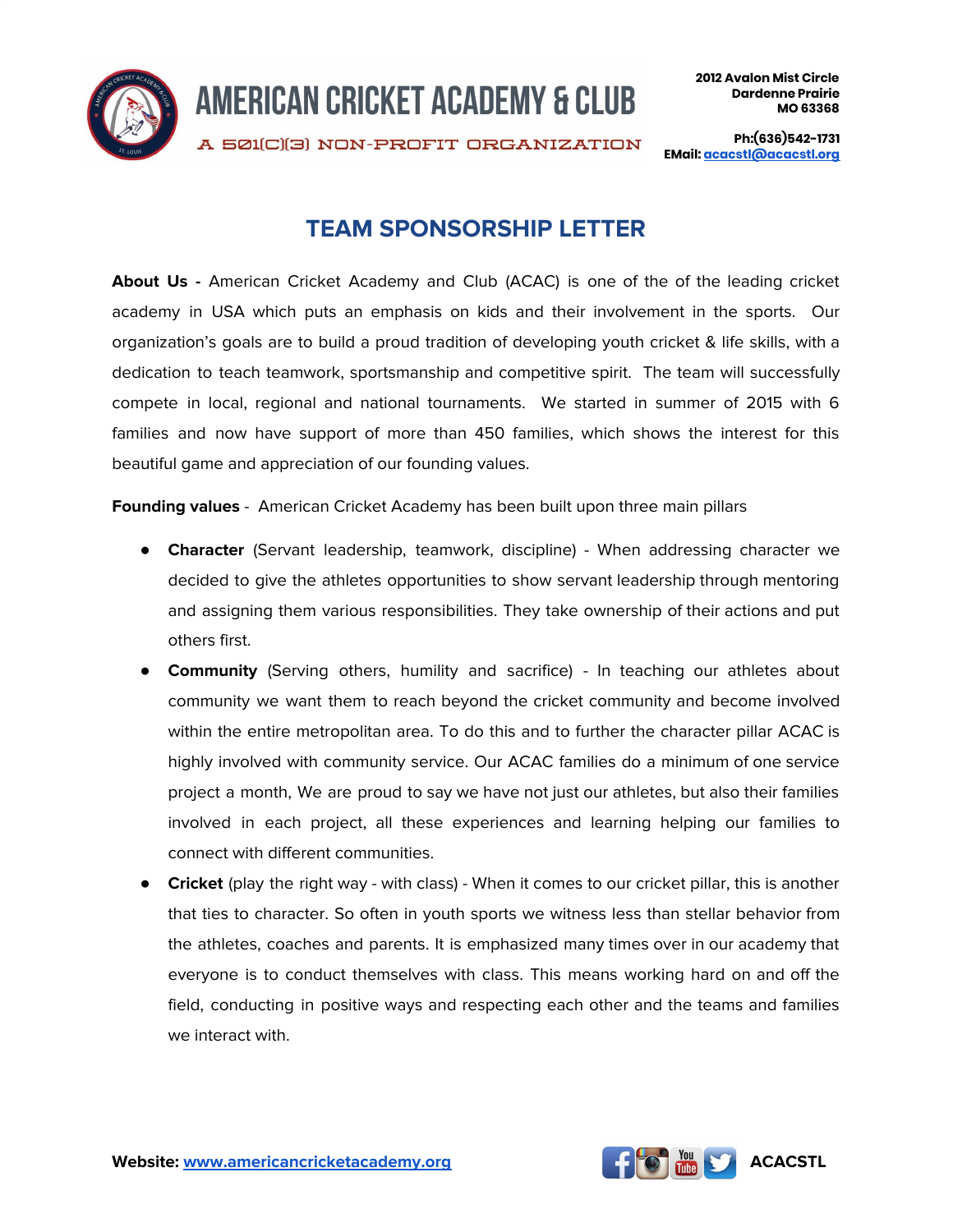# AMERICAN CRICKET ACADEMY & CLUB

A 501(C)(3) NON-PROFIT ORGANIZATION

**2012 Avalon Mist Circle**
**Dardenne Prairie**
**MO 63368**

**Ph:(636)542-1731**
**EMail: acacstl@acacstl.org**

## TEAM SPONSORSHIP LETTER

**About Us -** American Cricket Academy and Club (ACAC) is one of the of the leading cricket academy in USA which puts an emphasis on kids and their involvement in the sports. Our organization's goals are to build a proud tradition of developing youth cricket & life skills, with a dedication to teach teamwork, sportsmanship and competitive spirit. The team will successfully compete in local, regional and national tournaments. We started in summer of 2015 with 6 families and now have support of more than 450 families, which shows the interest for this beautiful game and appreciation of our founding values.

**Founding values** - American Cricket Academy has been built upon three main pillars

- **Character** (Servant leadership, teamwork, discipline) - When addressing character we decided to give the athletes opportunities to show servant leadership through mentoring and assigning them various responsibilities. They take ownership of their actions and put others first.
- **Community** (Serving others, humility and sacrifice) - In teaching our athletes about community we want them to reach beyond the cricket community and become involved within the entire metropolitan area. To do this and to further the character pillar ACAC is highly involved with community service. Our ACAC families do a minimum of one service project a month, We are proud to say we have not just our athletes, but also their families involved in each project, all these experiences and learning helping our families to connect with different communities.
- **Cricket** (play the right way - with class) - When it comes to our cricket pillar, this is another that ties to character. So often in youth sports we witness less than stellar behavior from the athletes, coaches and parents. It is emphasized many times over in our academy that everyone is to conduct themselves with class. This means working hard on and off the field, conducting in positive ways and respecting each other and the teams and families we interact with.

**Website: www.americancricketacademy.org**

**ACACSTL**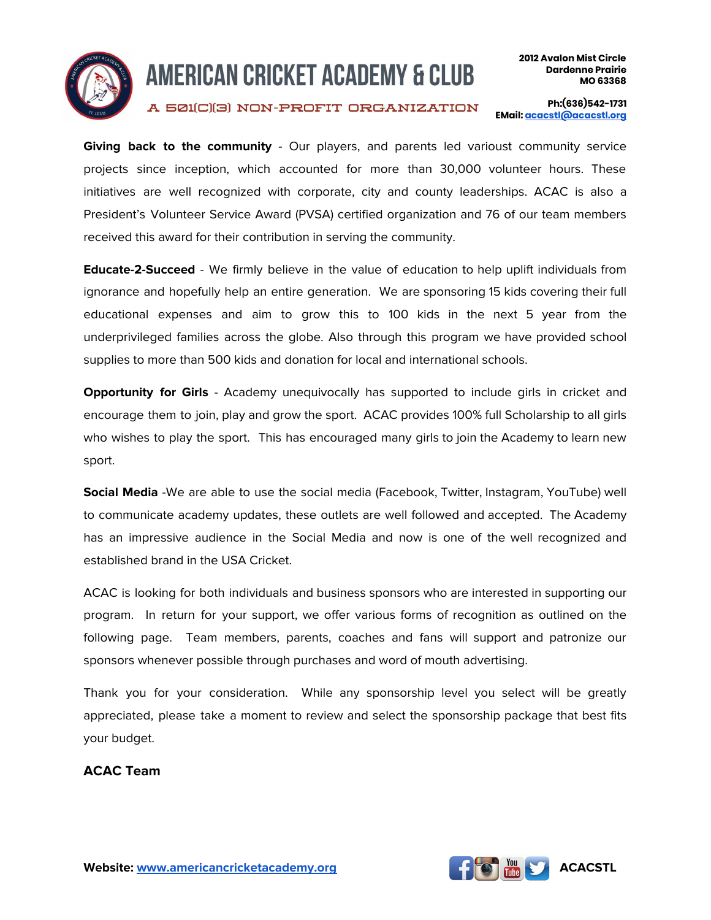**Giving back to the community** - Our players, and parents led varioust community service projects since inception, which accounted for more than 30,000 volunteer hours. These initiatives are well recognized with corporate, city and county leaderships. ACAC is also a President's Volunteer Service Award (PVSA) certified organization and 76 of our team members received this award for their contribution in serving the community.

**Educate-2-Succeed** - We firmly believe in the value of education to help uplift individuals from ignorance and hopefully help an entire generation. We are sponsoring 15 kids covering their full educational expenses and aim to grow this to 100 kids in the next 5 year from the underprivileged families across the globe. Also through this program we have provided school supplies to more than 500 kids and donation for local and international schools.

**Opportunity for Girls** - Academy unequivocally has supported to include girls in cricket and encourage them to join, play and grow the sport. ACAC provides 100% full Scholarship to all girls who wishes to play the sport. This has encouraged many girls to join the Academy to learn new sport.

**Social Media** -We are able to use the social media (Facebook, Twitter, Instagram, YouTube) well to communicate academy updates, these outlets are well followed and accepted. The Academy has an impressive audience in the Social Media and now is one of the well recognized and established brand in the USA Cricket.

ACAC is looking for both individuals and business sponsors who are interested in supporting our program. In return for your support, we offer various forms of recognition as outlined on the following page. Team members, parents, coaches and fans will support and patronize our sponsors whenever possible through purchases and word of mouth advertising.

Thank you for your consideration. While any sponsorship level you select will be greatly appreciated, please take a moment to review and select the sponsorship package that best fits your budget.

**ACAC Team**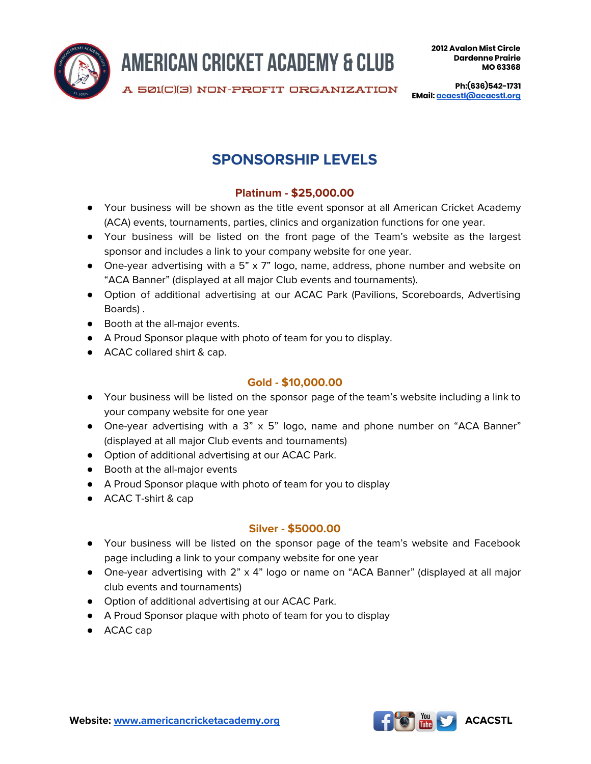# AMERICAN CRICKET ACADEMY & CLUB

A 501(C)(3) NON-PROFIT ORGANIZATION

2012 Avalon Mist Circle
Dardenne Prairie
MO 63368

Ph:(636)542-1731
EMail: acacstl@acacstl.org

## SPONSORSHIP LEVELS

### Platinum - $25,000.00

- Your business will be shown as the title event sponsor at all American Cricket Academy (ACA) events, tournaments, parties, clinics and organization functions for one year.
- Your business will be listed on the front page of the Team's website as the largest sponsor and includes a link to your company website for one year.
- One-year advertising with a 5" x 7" logo, name, address, phone number and website on "ACA Banner" (displayed at all major Club events and tournaments).
- Option of additional advertising at our ACAC Park (Pavilions, Scoreboards, Advertising Boards) .
- Booth at the all-major events.
- A Proud Sponsor plaque with photo of team for you to display.
- ACAC collared shirt & cap.

### Gold - $10,000.00

- Your business will be listed on the sponsor page of the team's website including a link to your company website for one year
- One-year advertising with a 3" x 5" logo, name and phone number on "ACA Banner" (displayed at all major Club events and tournaments)
- Option of additional advertising at our ACAC Park.
- Booth at the all-major events
- A Proud Sponsor plaque with photo of team for you to display
- ACAC T-shirt & cap

### Silver - $5000.00

- Your business will be listed on the sponsor page of the team's website and Facebook page including a link to your company website for one year
- One-year advertising with 2" x 4" logo or name on "ACA Banner" (displayed at all major club events and tournaments)
- Option of additional advertising at our ACAC Park.
- A Proud Sponsor plaque with photo of team for you to display
- ACAC cap

**Website:** www.americancricketacademy.org

ACACSTL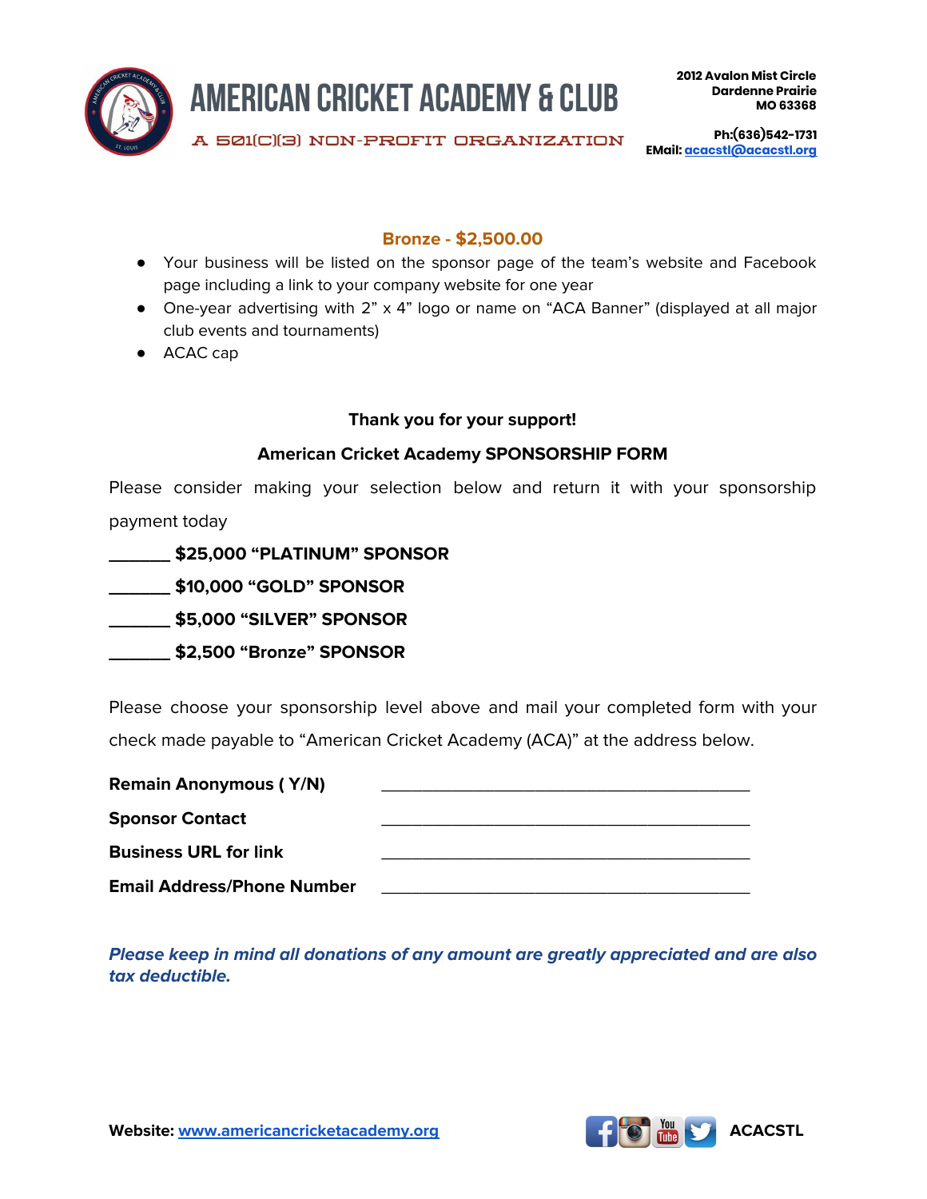# AMERICAN CRICKET ACADEMY & CLUB

A 501(C)(3) NON-PROFIT ORGANIZATION

2012 Avalon Mist Circle
Dardenne Prairie
MO 63368

Ph:(636)542-1731
EMail: acacstl@acacstl.org

### Bronze - $2,500.00

- Your business will be listed on the sponsor page of the team's website and Facebook page including a link to your company website for one year
- One-year advertising with 2" x 4" logo or name on "ACA Banner" (displayed at all major club events and tournaments)
- ACAC cap

**Thank you for your support!**

**American Cricket Academy SPONSORSHIP FORM**

Please consider making your selection below and return it with your sponsorship payment today

**_______ $25,000 "PLATINUM" SPONSOR**

**_______ $10,000 "GOLD" SPONSOR**

**_______ $5,000 "SILVER" SPONSOR**

**_______ $2,500 "Bronze" SPONSOR**

Please choose your sponsorship level above and mail your completed form with your check made payable to "American Cricket Academy (ACA)" at the address below.

**Remain Anonymous ( Y/N)** ________________________________________

**Sponsor Contact** ________________________________________

**Business URL for link** ________________________________________

**Email Address/Phone Number** ________________________________________

***Please keep in mind all donations of any amount are greatly appreciated and are also tax deductible.***

**Website:** www.americancricketacademy.org

**ACACSTL**